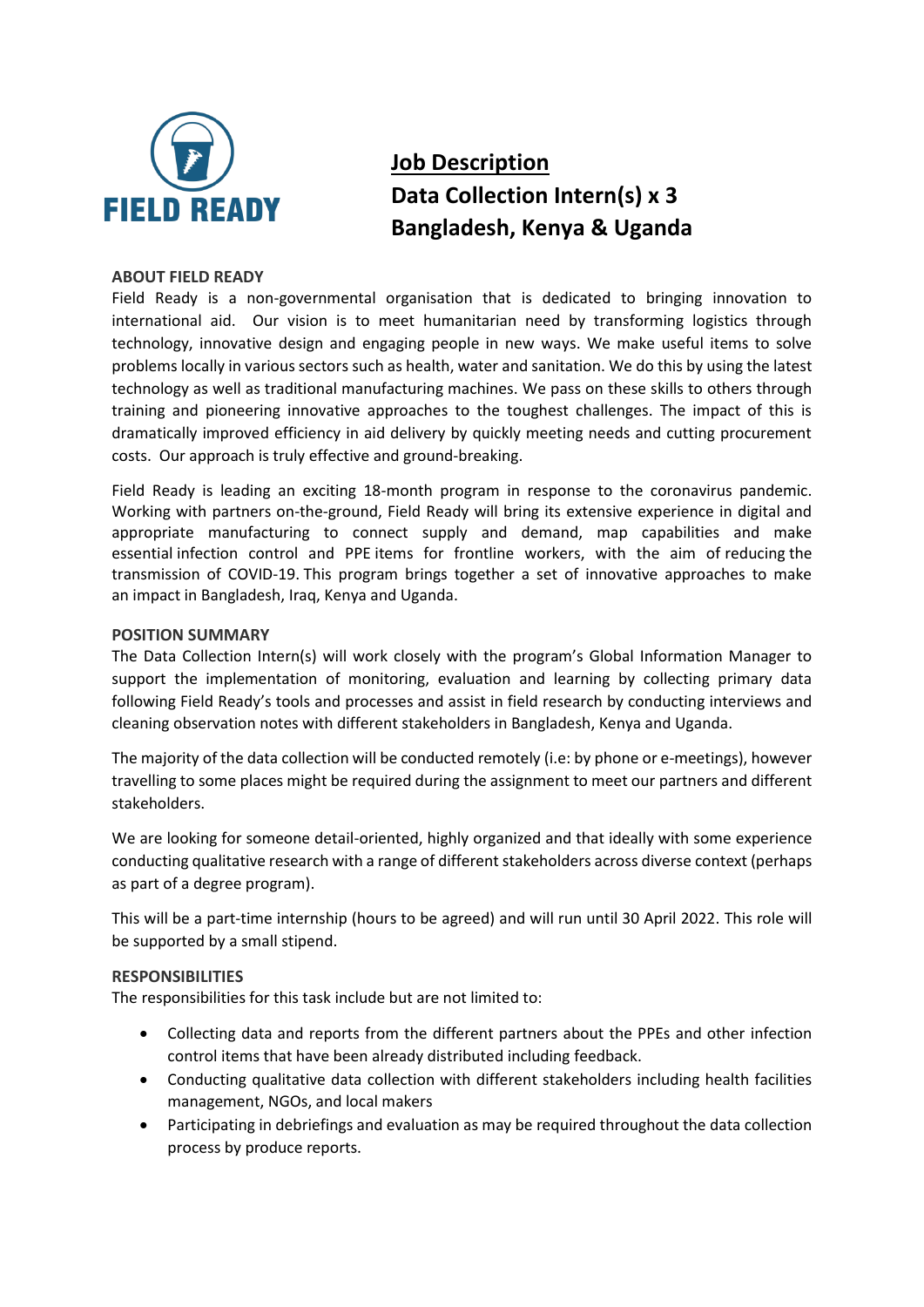FIELD READY

# Job Description
## Data Collection Intern(s) x 3
## Bangladesh, Kenya & Uganda

### ABOUT FIELD READY

Field Ready is a non-governmental organisation that is dedicated to bringing innovation to international aid. Our vision is to meet humanitarian need by transforming logistics through technology, innovative design and engaging people in new ways. We make useful items to solve problems locally in various sectors such as health, water and sanitation. We do this by using the latest technology as well as traditional manufacturing machines. We pass on these skills to others through training and pioneering innovative approaches to the toughest challenges. The impact of this is dramatically improved efficiency in aid delivery by quickly meeting needs and cutting procurement costs. Our approach is truly effective and ground-breaking.

Field Ready is leading an exciting 18-month program in response to the coronavirus pandemic. Working with partners on-the-ground, Field Ready will bring its extensive experience in digital and appropriate manufacturing to connect supply and demand, map capabilities and make essential infection control and PPE items for frontline workers, with the aim of reducing the transmission of COVID-19. This program brings together a set of innovative approaches to make an impact in Bangladesh, Iraq, Kenya and Uganda.

### POSITION SUMMARY

The Data Collection Intern(s) will work closely with the program's Global Information Manager to support the implementation of monitoring, evaluation and learning by collecting primary data following Field Ready's tools and processes and assist in field research by conducting interviews and cleaning observation notes with different stakeholders in Bangladesh, Kenya and Uganda.

The majority of the data collection will be conducted remotely (i.e: by phone or e-meetings), however travelling to some places might be required during the assignment to meet our partners and different stakeholders.

We are looking for someone detail-oriented, highly organized and that ideally with some experience conducting qualitative research with a range of different stakeholders across diverse context (perhaps as part of a degree program).

This will be a part-time internship (hours to be agreed) and will run until 30 April 2022. This role will be supported by a small stipend.

### RESPONSIBILITIES

The responsibilities for this task include but are not limited to:

- Collecting data and reports from the different partners about the PPEs and other infection control items that have been already distributed including feedback.
- Conducting qualitative data collection with different stakeholders including health facilities management, NGOs, and local makers
- Participating in debriefings and evaluation as may be required throughout the data collection process by produce reports.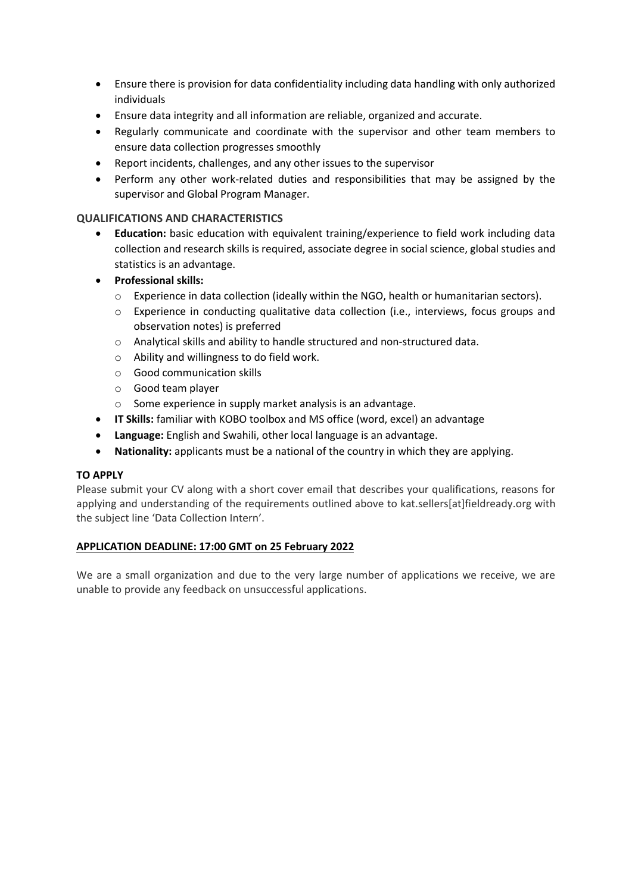- Ensure there is provision for data confidentiality including data handling with only authorized individuals
- Ensure data integrity and all information are reliable, organized and accurate.
- Regularly communicate and coordinate with the supervisor and other team members to ensure data collection progresses smoothly
- Report incidents, challenges, and any other issues to the supervisor
- Perform any other work-related duties and responsibilities that may be assigned by the supervisor and Global Program Manager.

### QUALIFICATIONS AND CHARACTERISTICS

- **Education:** basic education with equivalent training/experience to field work including data collection and research skills is required, associate degree in social science, global studies and statistics is an advantage.
- **Professional skills:**
  - Experience in data collection (ideally within the NGO, health or humanitarian sectors).
  - Experience in conducting qualitative data collection (i.e., interviews, focus groups and observation notes) is preferred
  - Analytical skills and ability to handle structured and non-structured data.
  - Ability and willingness to do field work.
  - Good communication skills
  - Good team player
  - Some experience in supply market analysis is an advantage.
- **IT Skills:** familiar with KOBO toolbox and MS office (word, excel) an advantage
- **Language:** English and Swahili, other local language is an advantage.
- **Nationality:** applicants must be a national of the country in which they are applying.

### TO APPLY

Please submit your CV along with a short cover email that describes your qualifications, reasons for applying and understanding of the requirements outlined above to kat.sellers[at]fieldready.org with the subject line 'Data Collection Intern'.

**APPLICATION DEADLINE: 17:00 GMT on 25 February 2022**

We are a small organization and due to the very large number of applications we receive, we are unable to provide any feedback on unsuccessful applications.